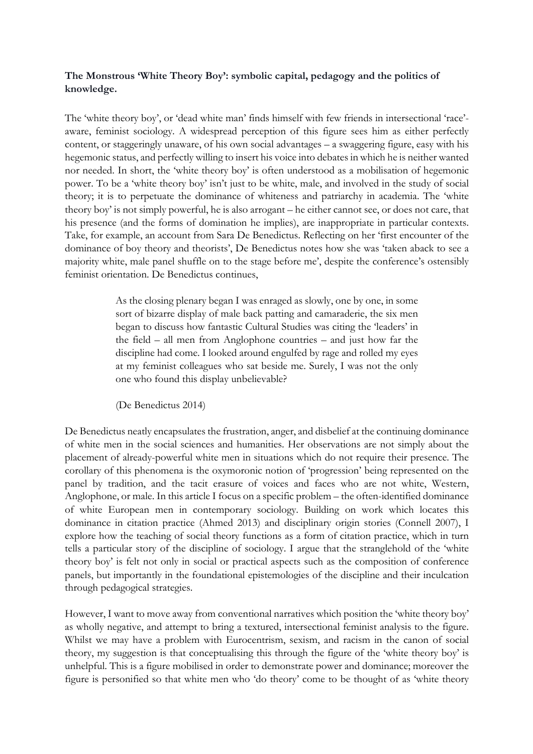**The Monstrous 'White Theory Boy': symbolic capital, pedagogy and the politics of knowledge.**

The 'white theory boy', or 'dead white man' finds himself with few friends in intersectional 'race'-aware, feminist sociology. A widespread perception of this figure sees him as either perfectly content, or staggeringly unaware, of his own social advantages – a swaggering figure, easy with his hegemonic status, and perfectly willing to insert his voice into debates in which he is neither wanted nor needed. In short, the 'white theory boy' is often understood as a mobilisation of hegemonic power. To be a 'white theory boy' isn't just to be white, male, and involved in the study of social theory; it is to perpetuate the dominance of whiteness and patriarchy in academia. The 'white theory boy' is not simply powerful, he is also arrogant – he either cannot see, or does not care, that his presence (and the forms of domination he implies), are inappropriate in particular contexts. Take, for example, an account from Sara De Benedictus. Reflecting on her 'first encounter of the dominance of boy theory and theorists', De Benedictus notes how she was 'taken aback to see a majority white, male panel shuffle on to the stage before me', despite the conference's ostensibly feminist orientation. De Benedictus continues,

> As the closing plenary began I was enraged as slowly, one by one, in some sort of bizarre display of male back patting and camaraderie, the six men began to discuss how fantastic Cultural Studies was citing the 'leaders' in the field – all men from Anglophone countries – and just how far the discipline had come. I looked around engulfed by rage and rolled my eyes at my feminist colleagues who sat beside me. Surely, I was not the only one who found this display unbelievable?
>
> (De Benedictus 2014)

De Benedictus neatly encapsulates the frustration, anger, and disbelief at the continuing dominance of white men in the social sciences and humanities. Her observations are not simply about the placement of already-powerful white men in situations which do not require their presence. The corollary of this phenomena is the oxymoronic notion of 'progression' being represented on the panel by tradition, and the tacit erasure of voices and faces who are not white, Western, Anglophone, or male. In this article I focus on a specific problem – the often-identified dominance of white European men in contemporary sociology. Building on work which locates this dominance in citation practice (Ahmed 2013) and disciplinary origin stories (Connell 2007), I explore how the teaching of social theory functions as a form of citation practice, which in turn tells a particular story of the discipline of sociology. I argue that the stranglehold of the 'white theory boy' is felt not only in social or practical aspects such as the composition of conference panels, but importantly in the foundational epistemologies of the discipline and their inculcation through pedagogical strategies.

However, I want to move away from conventional narratives which position the 'white theory boy' as wholly negative, and attempt to bring a textured, intersectional feminist analysis to the figure. Whilst we may have a problem with Eurocentrism, sexism, and racism in the canon of social theory, my suggestion is that conceptualising this through the figure of the 'white theory boy' is unhelpful. This is a figure mobilised in order to demonstrate power and dominance; moreover the figure is personified so that white men who 'do theory' come to be thought of as 'white theory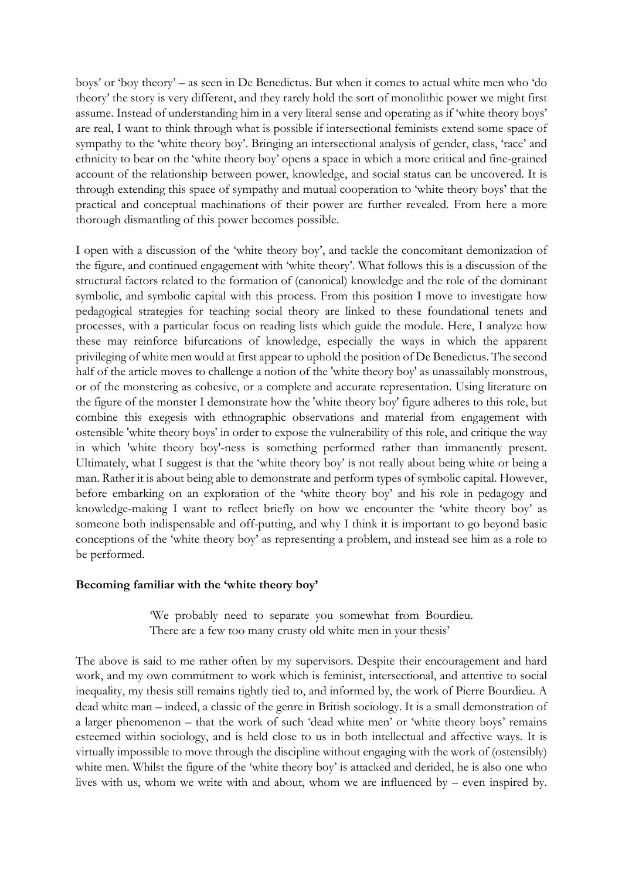boys' or 'boy theory' – as seen in De Benedictus. But when it comes to actual white men who 'do theory' the story is very different, and they rarely hold the sort of monolithic power we might first assume. Instead of understanding him in a very literal sense and operating as if 'white theory boys' are real, I want to think through what is possible if intersectional feminists extend some space of sympathy to the 'white theory boy'. Bringing an intersectional analysis of gender, class, 'race' and ethnicity to bear on the 'white theory boy' opens a space in which a more critical and fine-grained account of the relationship between power, knowledge, and social status can be uncovered. It is through extending this space of sympathy and mutual cooperation to 'white theory boys' that the practical and conceptual machinations of their power are further revealed. From here a more thorough dismantling of this power becomes possible.

I open with a discussion of the 'white theory boy', and tackle the concomitant demonization of the figure, and continued engagement with 'white theory'. What follows this is a discussion of the structural factors related to the formation of (canonical) knowledge and the role of the dominant symbolic, and symbolic capital with this process. From this position I move to investigate how pedagogical strategies for teaching social theory are linked to these foundational tenets and processes, with a particular focus on reading lists which guide the module. Here, I analyze how these may reinforce bifurcations of knowledge, especially the ways in which the apparent privileging of white men would at first appear to uphold the position of De Benedictus. The second half of the article moves to challenge a notion of the 'white theory boy' as unassailably monstrous, or of the monstering as cohesive, or a complete and accurate representation. Using literature on the figure of the monster I demonstrate how the 'white theory boy' figure adheres to this role, but combine this exegesis with ethnographic observations and material from engagement with ostensible 'white theory boys' in order to expose the vulnerability of this role, and critique the way in which 'white theory boy'-ness is something performed rather than immanently present. Ultimately, what I suggest is that the 'white theory boy' is not really about being white or being a man. Rather it is about being able to demonstrate and perform types of symbolic capital. However, before embarking on an exploration of the 'white theory boy' and his role in pedagogy and knowledge-making I want to reflect briefly on how we encounter the 'white theory boy' as someone both indispensable and off-putting, and why I think it is important to go beyond basic conceptions of the 'white theory boy' as representing a problem, and instead see him as a role to be performed.

## Becoming familiar with the 'white theory boy'

> 'We probably need to separate you somewhat from Bourdieu. There are a few too many crusty old white men in your thesis'

The above is said to me rather often by my supervisors. Despite their encouragement and hard work, and my own commitment to work which is feminist, intersectional, and attentive to social inequality, my thesis still remains tightly tied to, and informed by, the work of Pierre Bourdieu. A dead white man – indeed, a classic of the genre in British sociology. It is a small demonstration of a larger phenomenon – that the work of such 'dead white men' or 'white theory boys' remains esteemed within sociology, and is held close to us in both intellectual and affective ways. It is virtually impossible to move through the discipline without engaging with the work of (ostensibly) white men. Whilst the figure of the 'white theory boy' is attacked and derided, he is also one who lives with us, whom we write with and about, whom we are influenced by – even inspired by.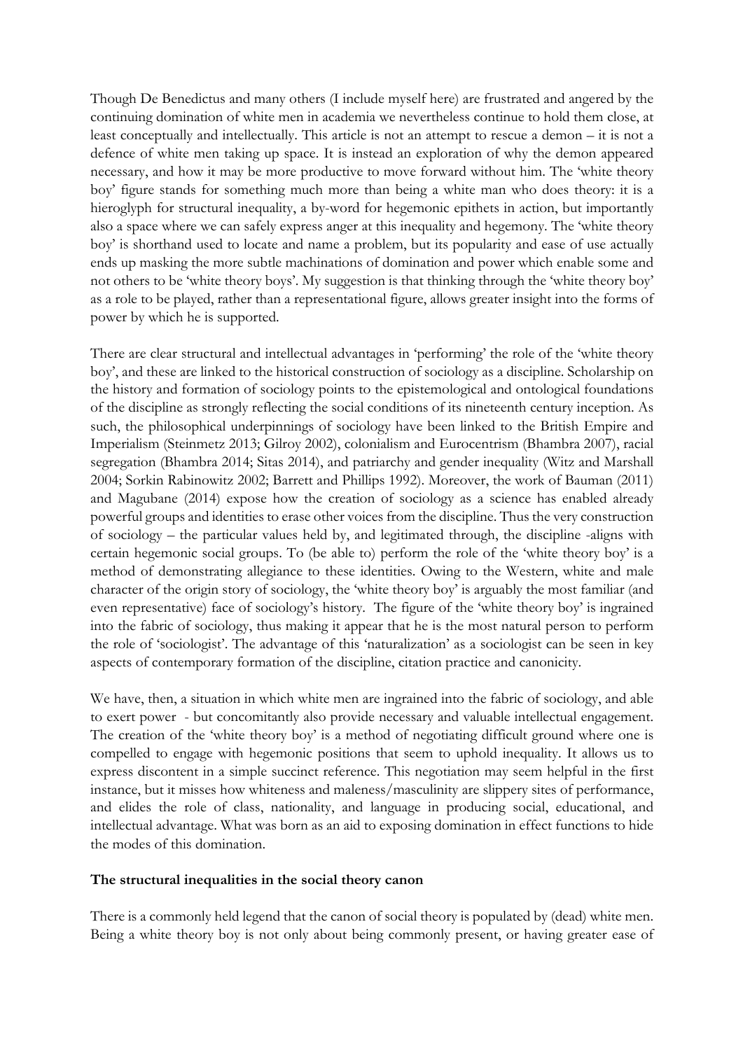Though De Benedictus and many others (I include myself here) are frustrated and angered by the continuing domination of white men in academia we nevertheless continue to hold them close, at least conceptually and intellectually. This article is not an attempt to rescue a demon – it is not a defence of white men taking up space. It is instead an exploration of why the demon appeared necessary, and how it may be more productive to move forward without him. The 'white theory boy' figure stands for something much more than being a white man who does theory: it is a hieroglyph for structural inequality, a by-word for hegemonic epithets in action, but importantly also a space where we can safely express anger at this inequality and hegemony. The 'white theory boy' is shorthand used to locate and name a problem, but its popularity and ease of use actually ends up masking the more subtle machinations of domination and power which enable some and not others to be 'white theory boys'. My suggestion is that thinking through the 'white theory boy' as a role to be played, rather than a representational figure, allows greater insight into the forms of power by which he is supported.

There are clear structural and intellectual advantages in 'performing' the role of the 'white theory boy', and these are linked to the historical construction of sociology as a discipline. Scholarship on the history and formation of sociology points to the epistemological and ontological foundations of the discipline as strongly reflecting the social conditions of its nineteenth century inception. As such, the philosophical underpinnings of sociology have been linked to the British Empire and Imperialism (Steinmetz 2013; Gilroy 2002), colonialism and Eurocentrism (Bhambra 2007), racial segregation (Bhambra 2014; Sitas 2014), and patriarchy and gender inequality (Witz and Marshall 2004; Sorkin Rabinowitz 2002; Barrett and Phillips 1992). Moreover, the work of Bauman (2011) and Magubane (2014) expose how the creation of sociology as a science has enabled already powerful groups and identities to erase other voices from the discipline. Thus the very construction of sociology – the particular values held by, and legitimated through, the discipline -aligns with certain hegemonic social groups. To (be able to) perform the role of the 'white theory boy' is a method of demonstrating allegiance to these identities. Owing to the Western, white and male character of the origin story of sociology, the 'white theory boy' is arguably the most familiar (and even representative) face of sociology's history. The figure of the 'white theory boy' is ingrained into the fabric of sociology, thus making it appear that he is the most natural person to perform the role of 'sociologist'. The advantage of this 'naturalization' as a sociologist can be seen in key aspects of contemporary formation of the discipline, citation practice and canonicity.

We have, then, a situation in which white men are ingrained into the fabric of sociology, and able to exert power - but concomitantly also provide necessary and valuable intellectual engagement. The creation of the 'white theory boy' is a method of negotiating difficult ground where one is compelled to engage with hegemonic positions that seem to uphold inequality. It allows us to express discontent in a simple succinct reference. This negotiation may seem helpful in the first instance, but it misses how whiteness and maleness/masculinity are slippery sites of performance, and elides the role of class, nationality, and language in producing social, educational, and intellectual advantage. What was born as an aid to exposing domination in effect functions to hide the modes of this domination.

## The structural inequalities in the social theory canon

There is a commonly held legend that the canon of social theory is populated by (dead) white men. Being a white theory boy is not only about being commonly present, or having greater ease of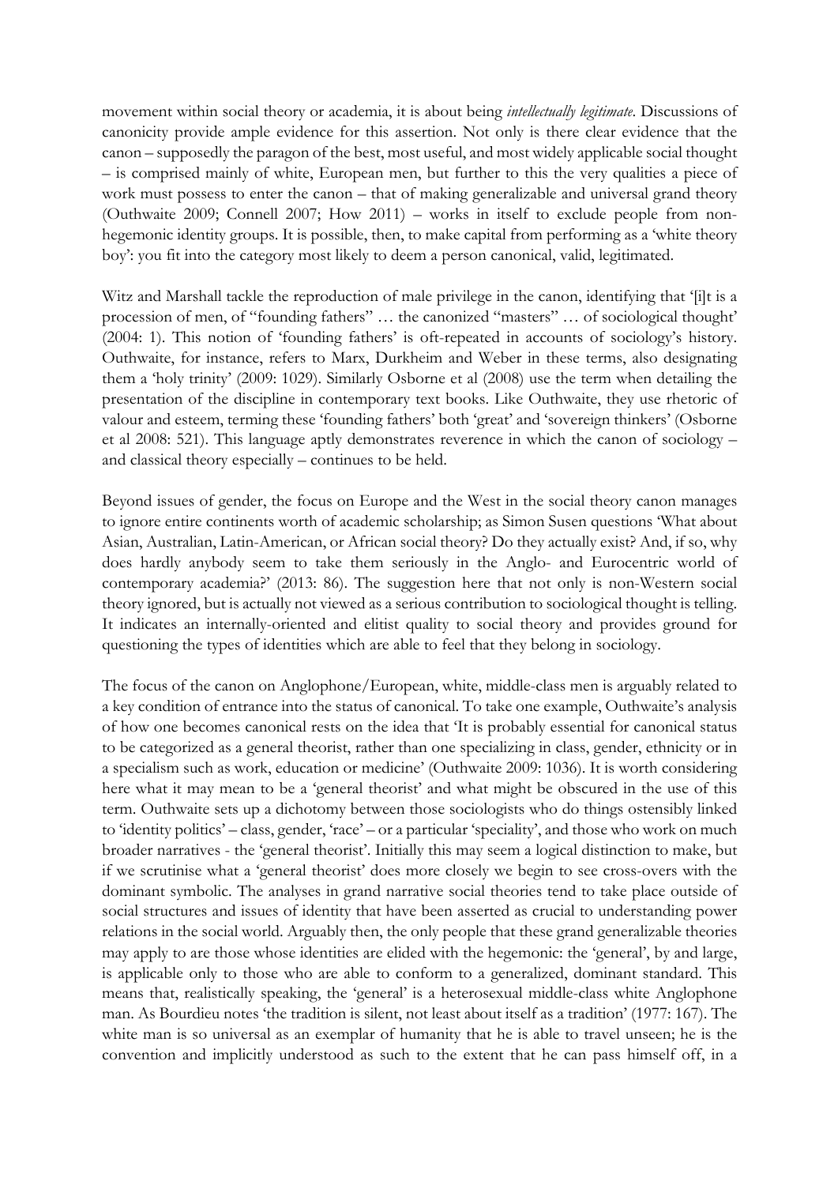movement within social theory or academia, it is about being *intellectually legitimate*. Discussions of canonicity provide ample evidence for this assertion. Not only is there clear evidence that the canon – supposedly the paragon of the best, most useful, and most widely applicable social thought – is comprised mainly of white, European men, but further to this the very qualities a piece of work must possess to enter the canon – that of making generalizable and universal grand theory (Outhwaite 2009; Connell 2007; How 2011) – works in itself to exclude people from non-hegemonic identity groups. It is possible, then, to make capital from performing as a 'white theory boy': you fit into the category most likely to deem a person canonical, valid, legitimated.

Witz and Marshall tackle the reproduction of male privilege in the canon, identifying that '[i]t is a procession of men, of "founding fathers" … the canonized "masters" … of sociological thought' (2004: 1). This notion of 'founding fathers' is oft-repeated in accounts of sociology's history. Outhwaite, for instance, refers to Marx, Durkheim and Weber in these terms, also designating them a 'holy trinity' (2009: 1029). Similarly Osborne et al (2008) use the term when detailing the presentation of the discipline in contemporary text books. Like Outhwaite, they use rhetoric of valour and esteem, terming these 'founding fathers' both 'great' and 'sovereign thinkers' (Osborne et al 2008: 521). This language aptly demonstrates reverence in which the canon of sociology – and classical theory especially – continues to be held.

Beyond issues of gender, the focus on Europe and the West in the social theory canon manages to ignore entire continents worth of academic scholarship; as Simon Susen questions 'What about Asian, Australian, Latin-American, or African social theory? Do they actually exist? And, if so, why does hardly anybody seem to take them seriously in the Anglo- and Eurocentric world of contemporary academia?' (2013: 86). The suggestion here that not only is non-Western social theory ignored, but is actually not viewed as a serious contribution to sociological thought is telling. It indicates an internally-oriented and elitist quality to social theory and provides ground for questioning the types of identities which are able to feel that they belong in sociology.

The focus of the canon on Anglophone/European, white, middle-class men is arguably related to a key condition of entrance into the status of canonical. To take one example, Outhwaite's analysis of how one becomes canonical rests on the idea that 'It is probably essential for canonical status to be categorized as a general theorist, rather than one specializing in class, gender, ethnicity or in a specialism such as work, education or medicine' (Outhwaite 2009: 1036). It is worth considering here what it may mean to be a 'general theorist' and what might be obscured in the use of this term. Outhwaite sets up a dichotomy between those sociologists who do things ostensibly linked to 'identity politics' – class, gender, 'race' – or a particular 'speciality', and those who work on much broader narratives - the 'general theorist'. Initially this may seem a logical distinction to make, but if we scrutinise what a 'general theorist' does more closely we begin to see cross-overs with the dominant symbolic. The analyses in grand narrative social theories tend to take place outside of social structures and issues of identity that have been asserted as crucial to understanding power relations in the social world. Arguably then, the only people that these grand generalizable theories may apply to are those whose identities are elided with the hegemonic: the 'general', by and large, is applicable only to those who are able to conform to a generalized, dominant standard. This means that, realistically speaking, the 'general' is a heterosexual middle-class white Anglophone man. As Bourdieu notes 'the tradition is silent, not least about itself as a tradition' (1977: 167). The white man is so universal as an exemplar of humanity that he is able to travel unseen; he is the convention and implicitly understood as such to the extent that he can pass himself off, in a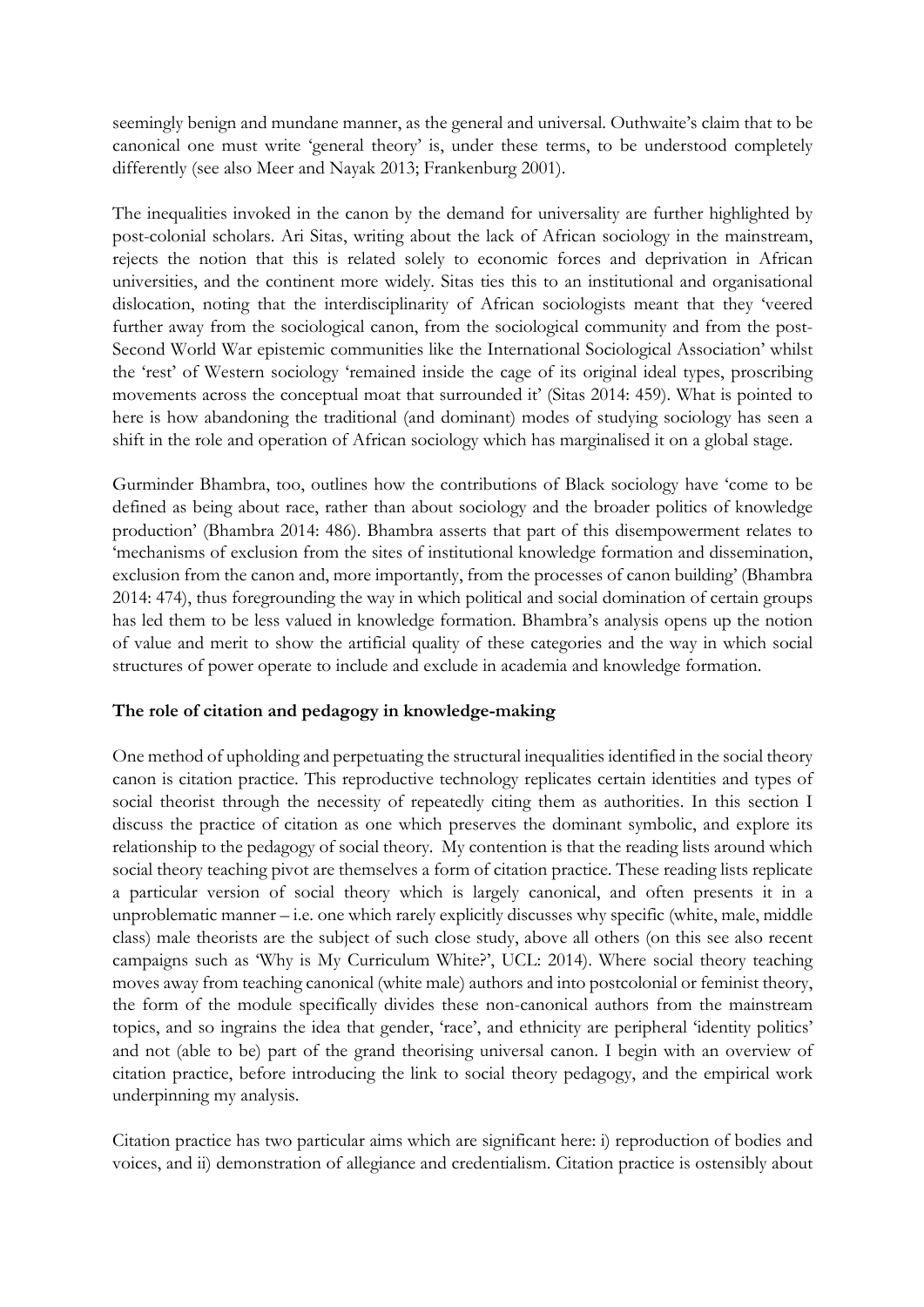seemingly benign and mundane manner, as the general and universal. Outhwaite's claim that to be canonical one must write 'general theory' is, under these terms, to be understood completely differently (see also Meer and Nayak 2013; Frankenburg 2001).

The inequalities invoked in the canon by the demand for universality are further highlighted by post-colonial scholars. Ari Sitas, writing about the lack of African sociology in the mainstream, rejects the notion that this is related solely to economic forces and deprivation in African universities, and the continent more widely. Sitas ties this to an institutional and organisational dislocation, noting that the interdisciplinarity of African sociologists meant that they 'veered further away from the sociological canon, from the sociological community and from the post-Second World War epistemic communities like the International Sociological Association' whilst the 'rest' of Western sociology 'remained inside the cage of its original ideal types, proscribing movements across the conceptual moat that surrounded it' (Sitas 2014: 459). What is pointed to here is how abandoning the traditional (and dominant) modes of studying sociology has seen a shift in the role and operation of African sociology which has marginalised it on a global stage.

Gurminder Bhambra, too, outlines how the contributions of Black sociology have 'come to be defined as being about race, rather than about sociology and the broader politics of knowledge production' (Bhambra 2014: 486). Bhambra asserts that part of this disempowerment relates to 'mechanisms of exclusion from the sites of institutional knowledge formation and dissemination, exclusion from the canon and, more importantly, from the processes of canon building' (Bhambra 2014: 474), thus foregrounding the way in which political and social domination of certain groups has led them to be less valued in knowledge formation. Bhambra's analysis opens up the notion of value and merit to show the artificial quality of these categories and the way in which social structures of power operate to include and exclude in academia and knowledge formation.

**The role of citation and pedagogy in knowledge-making**

One method of upholding and perpetuating the structural inequalities identified in the social theory canon is citation practice. This reproductive technology replicates certain identities and types of social theorist through the necessity of repeatedly citing them as authorities. In this section I discuss the practice of citation as one which preserves the dominant symbolic, and explore its relationship to the pedagogy of social theory. My contention is that the reading lists around which social theory teaching pivot are themselves a form of citation practice. These reading lists replicate a particular version of social theory which is largely canonical, and often presents it in a unproblematic manner – i.e. one which rarely explicitly discusses why specific (white, male, middle class) male theorists are the subject of such close study, above all others (on this see also recent campaigns such as 'Why is My Curriculum White?', UCL: 2014). Where social theory teaching moves away from teaching canonical (white male) authors and into postcolonial or feminist theory, the form of the module specifically divides these non-canonical authors from the mainstream topics, and so ingrains the idea that gender, 'race', and ethnicity are peripheral 'identity politics' and not (able to be) part of the grand theorising universal canon. I begin with an overview of citation practice, before introducing the link to social theory pedagogy, and the empirical work underpinning my analysis.

Citation practice has two particular aims which are significant here: i) reproduction of bodies and voices, and ii) demonstration of allegiance and credentialism. Citation practice is ostensibly about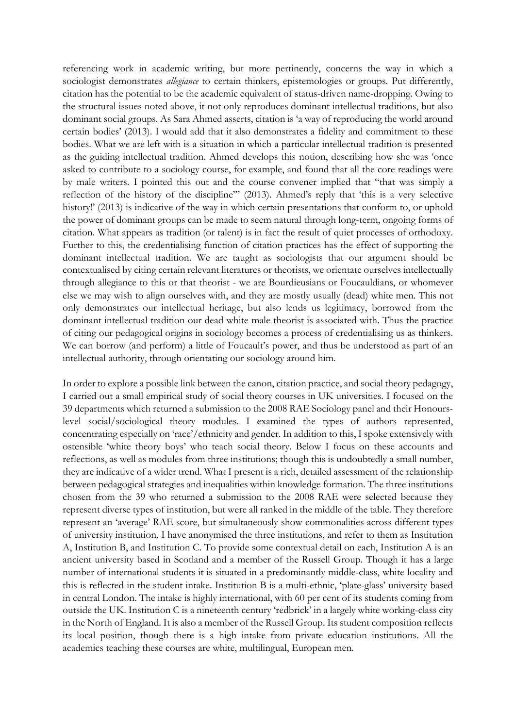referencing work in academic writing, but more pertinently, concerns the way in which a sociologist demonstrates *allegiance* to certain thinkers, epistemologies or groups. Put differently, citation has the potential to be the academic equivalent of status-driven name-dropping. Owing to the structural issues noted above, it not only reproduces dominant intellectual traditions, but also dominant social groups. As Sara Ahmed asserts, citation is 'a way of reproducing the world around certain bodies' (2013). I would add that it also demonstrates a fidelity and commitment to these bodies. What we are left with is a situation in which a particular intellectual tradition is presented as the guiding intellectual tradition. Ahmed develops this notion, describing how she was 'once asked to contribute to a sociology course, for example, and found that all the core readings were by male writers. I pointed this out and the course convener implied that "that was simply a reflection of the history of the discipline"' (2013). Ahmed's reply that 'this is a very selective history!' (2013) is indicative of the way in which certain presentations that conform to, or uphold the power of dominant groups can be made to seem natural through long-term, ongoing forms of citation. What appears as tradition (or talent) is in fact the result of quiet processes of orthodoxy. Further to this, the credentialising function of citation practices has the effect of supporting the dominant intellectual tradition. We are taught as sociologists that our argument should be contextualised by citing certain relevant literatures or theorists, we orientate ourselves intellectually through allegiance to this or that theorist - we are Bourdieusians or Foucauldians, or whomever else we may wish to align ourselves with, and they are mostly usually (dead) white men. This not only demonstrates our intellectual heritage, but also lends us legitimacy, borrowed from the dominant intellectual tradition our dead white male theorist is associated with. Thus the practice of citing our pedagogical origins in sociology becomes a process of credentialising us as thinkers. We can borrow (and perform) a little of Foucault's power, and thus be understood as part of an intellectual authority, through orientating our sociology around him.

In order to explore a possible link between the canon, citation practice, and social theory pedagogy, I carried out a small empirical study of social theory courses in UK universities. I focused on the 39 departments which returned a submission to the 2008 RAE Sociology panel and their Honours-level social/sociological theory modules. I examined the types of authors represented, concentrating especially on 'race'/ethnicity and gender. In addition to this, I spoke extensively with ostensible 'white theory boys' who teach social theory. Below I focus on these accounts and reflections, as well as modules from three institutions; though this is undoubtedly a small number, they are indicative of a wider trend. What I present is a rich, detailed assessment of the relationship between pedagogical strategies and inequalities within knowledge formation. The three institutions chosen from the 39 who returned a submission to the 2008 RAE were selected because they represent diverse types of institution, but were all ranked in the middle of the table. They therefore represent an 'average' RAE score, but simultaneously show commonalities across different types of university institution. I have anonymised the three institutions, and refer to them as Institution A, Institution B, and Institution C. To provide some contextual detail on each, Institution A is an ancient university based in Scotland and a member of the Russell Group. Though it has a large number of international students it is situated in a predominantly middle-class, white locality and this is reflected in the student intake. Institution B is a multi-ethnic, 'plate-glass' university based in central London. The intake is highly international, with 60 per cent of its students coming from outside the UK. Institution C is a nineteenth century 'redbrick' in a largely white working-class city in the North of England. It is also a member of the Russell Group. Its student composition reflects its local position, though there is a high intake from private education institutions. All the academics teaching these courses are white, multilingual, European men.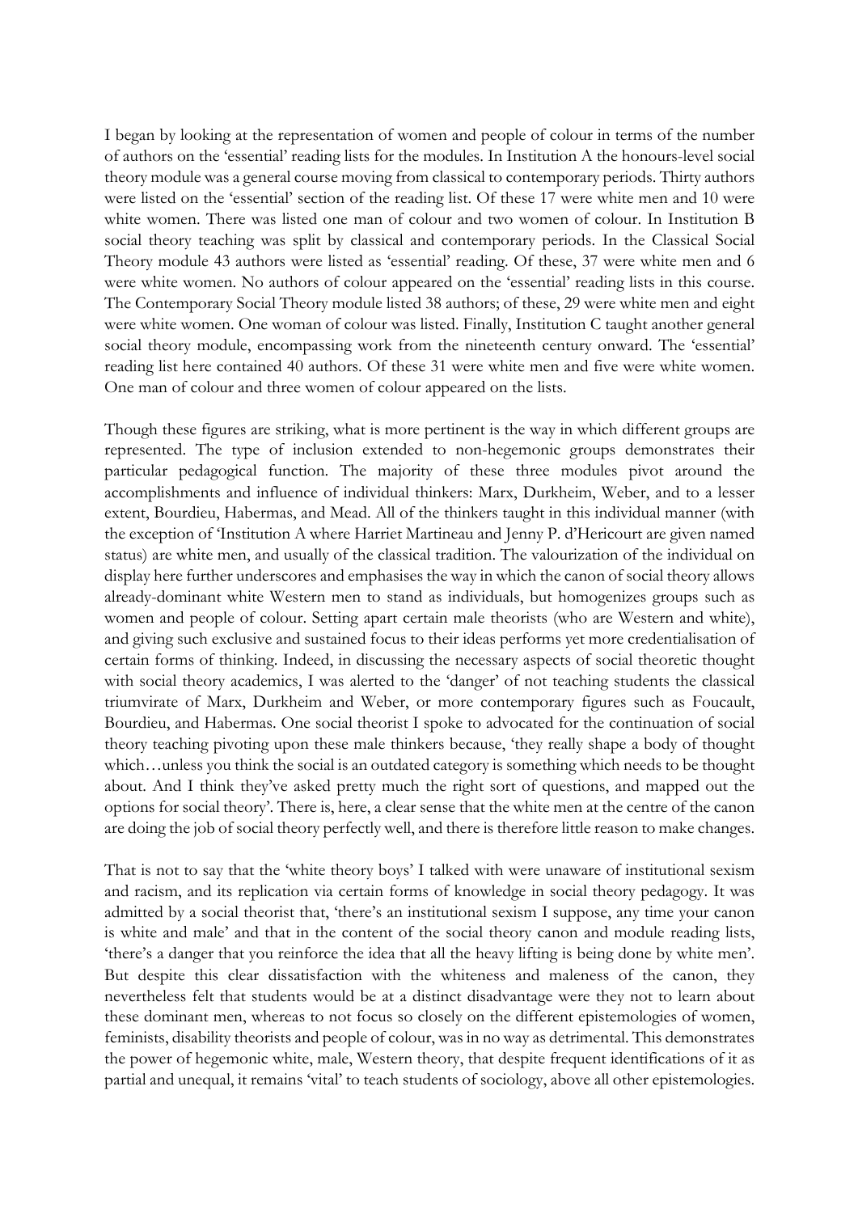I began by looking at the representation of women and people of colour in terms of the number of authors on the 'essential' reading lists for the modules. In Institution A the honours-level social theory module was a general course moving from classical to contemporary periods. Thirty authors were listed on the 'essential' section of the reading list. Of these 17 were white men and 10 were white women. There was listed one man of colour and two women of colour. In Institution B social theory teaching was split by classical and contemporary periods. In the Classical Social Theory module 43 authors were listed as 'essential' reading. Of these, 37 were white men and 6 were white women. No authors of colour appeared on the 'essential' reading lists in this course. The Contemporary Social Theory module listed 38 authors; of these, 29 were white men and eight were white women. One woman of colour was listed. Finally, Institution C taught another general social theory module, encompassing work from the nineteenth century onward. The 'essential' reading list here contained 40 authors. Of these 31 were white men and five were white women. One man of colour and three women of colour appeared on the lists.

Though these figures are striking, what is more pertinent is the way in which different groups are represented. The type of inclusion extended to non-hegemonic groups demonstrates their particular pedagogical function. The majority of these three modules pivot around the accomplishments and influence of individual thinkers: Marx, Durkheim, Weber, and to a lesser extent, Bourdieu, Habermas, and Mead. All of the thinkers taught in this individual manner (with the exception of 'Institution A where Harriet Martineau and Jenny P. d'Hericourt are given named status) are white men, and usually of the classical tradition. The valourization of the individual on display here further underscores and emphasises the way in which the canon of social theory allows already-dominant white Western men to stand as individuals, but homogenizes groups such as women and people of colour. Setting apart certain male theorists (who are Western and white), and giving such exclusive and sustained focus to their ideas performs yet more credentialisation of certain forms of thinking. Indeed, in discussing the necessary aspects of social theoretic thought with social theory academics, I was alerted to the 'danger' of not teaching students the classical triumvirate of Marx, Durkheim and Weber, or more contemporary figures such as Foucault, Bourdieu, and Habermas. One social theorist I spoke to advocated for the continuation of social theory teaching pivoting upon these male thinkers because, 'they really shape a body of thought which…unless you think the social is an outdated category is something which needs to be thought about. And I think they've asked pretty much the right sort of questions, and mapped out the options for social theory'. There is, here, a clear sense that the white men at the centre of the canon are doing the job of social theory perfectly well, and there is therefore little reason to make changes.

That is not to say that the 'white theory boys' I talked with were unaware of institutional sexism and racism, and its replication via certain forms of knowledge in social theory pedagogy. It was admitted by a social theorist that, 'there's an institutional sexism I suppose, any time your canon is white and male' and that in the content of the social theory canon and module reading lists, 'there's a danger that you reinforce the idea that all the heavy lifting is being done by white men'. But despite this clear dissatisfaction with the whiteness and maleness of the canon, they nevertheless felt that students would be at a distinct disadvantage were they not to learn about these dominant men, whereas to not focus so closely on the different epistemologies of women, feminists, disability theorists and people of colour, was in no way as detrimental. This demonstrates the power of hegemonic white, male, Western theory, that despite frequent identifications of it as partial and unequal, it remains 'vital' to teach students of sociology, above all other epistemologies.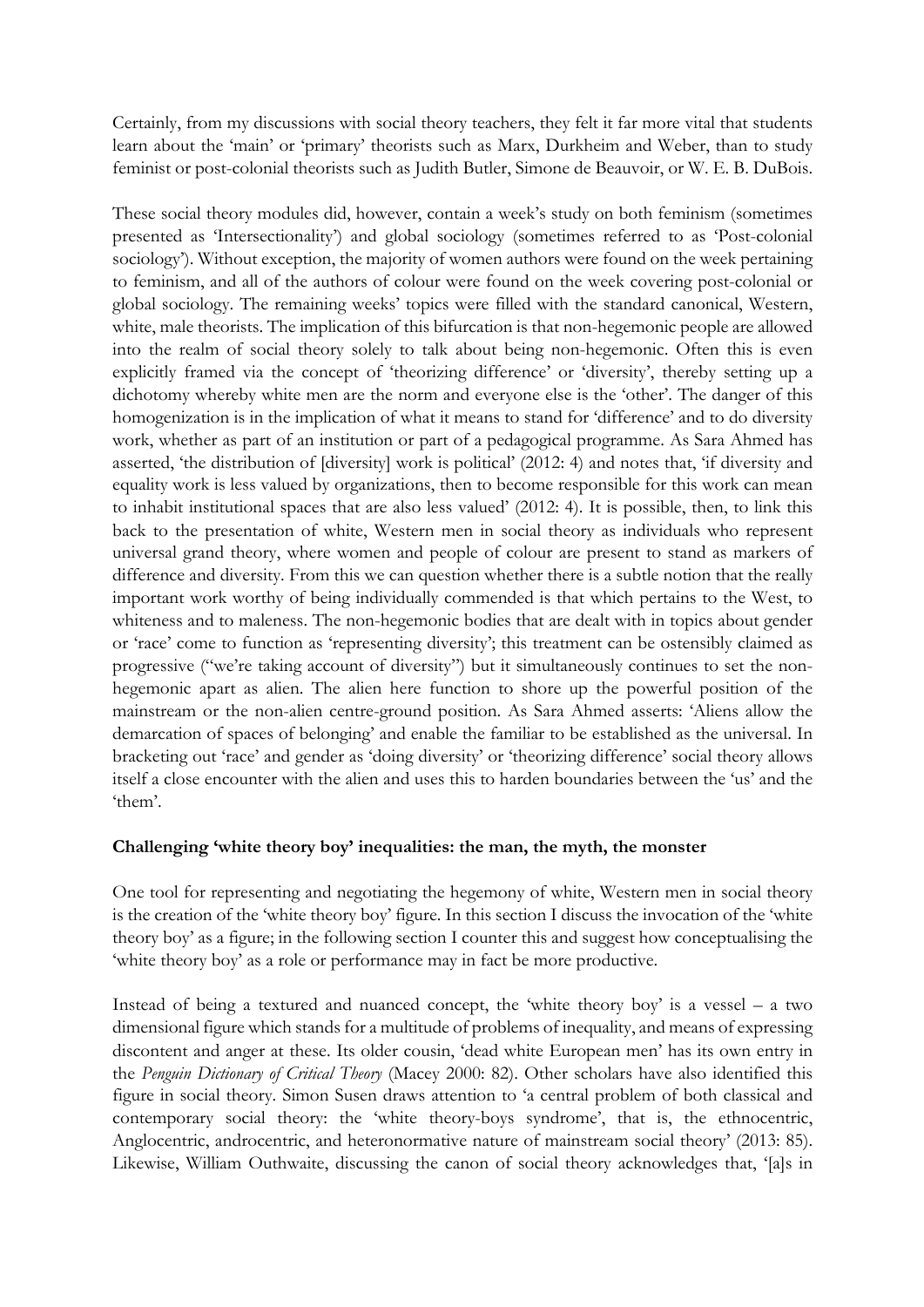Certainly, from my discussions with social theory teachers, they felt it far more vital that students learn about the 'main' or 'primary' theorists such as Marx, Durkheim and Weber, than to study feminist or post-colonial theorists such as Judith Butler, Simone de Beauvoir, or W. E. B. DuBois.

These social theory modules did, however, contain a week's study on both feminism (sometimes presented as 'Intersectionality') and global sociology (sometimes referred to as 'Post-colonial sociology'). Without exception, the majority of women authors were found on the week pertaining to feminism, and all of the authors of colour were found on the week covering post-colonial or global sociology. The remaining weeks' topics were filled with the standard canonical, Western, white, male theorists. The implication of this bifurcation is that non-hegemonic people are allowed into the realm of social theory solely to talk about being non-hegemonic. Often this is even explicitly framed via the concept of 'theorizing difference' or 'diversity', thereby setting up a dichotomy whereby white men are the norm and everyone else is the 'other'. The danger of this homogenization is in the implication of what it means to stand for 'difference' and to do diversity work, whether as part of an institution or part of a pedagogical programme. As Sara Ahmed has asserted, 'the distribution of [diversity] work is political' (2012: 4) and notes that, 'if diversity and equality work is less valued by organizations, then to become responsible for this work can mean to inhabit institutional spaces that are also less valued' (2012: 4). It is possible, then, to link this back to the presentation of white, Western men in social theory as individuals who represent universal grand theory, where women and people of colour are present to stand as markers of difference and diversity. From this we can question whether there is a subtle notion that the really important work worthy of being individually commended is that which pertains to the West, to whiteness and to maleness. The non-hegemonic bodies that are dealt with in topics about gender or 'race' come to function as 'representing diversity'; this treatment can be ostensibly claimed as progressive ("we're taking account of diversity") but it simultaneously continues to set the non-hegemonic apart as alien. The alien here function to shore up the powerful position of the mainstream or the non-alien centre-ground position. As Sara Ahmed asserts: 'Aliens allow the demarcation of spaces of belonging' and enable the familiar to be established as the universal. In bracketing out 'race' and gender as 'doing diversity' or 'theorizing difference' social theory allows itself a close encounter with the alien and uses this to harden boundaries between the 'us' and the 'them'.

## Challenging 'white theory boy' inequalities: the man, the myth, the monster

One tool for representing and negotiating the hegemony of white, Western men in social theory is the creation of the 'white theory boy' figure. In this section I discuss the invocation of the 'white theory boy' as a figure; in the following section I counter this and suggest how conceptualising the 'white theory boy' as a role or performance may in fact be more productive.

Instead of being a textured and nuanced concept, the 'white theory boy' is a vessel – a two dimensional figure which stands for a multitude of problems of inequality, and means of expressing discontent and anger at these. Its older cousin, 'dead white European men' has its own entry in the *Penguin Dictionary of Critical Theory* (Macey 2000: 82). Other scholars have also identified this figure in social theory. Simon Susen draws attention to 'a central problem of both classical and contemporary social theory: the 'white theory-boys syndrome', that is, the ethnocentric, Anglocentric, androcentric, and heteronormative nature of mainstream social theory' (2013: 85). Likewise, William Outhwaite, discussing the canon of social theory acknowledges that, '[a]s in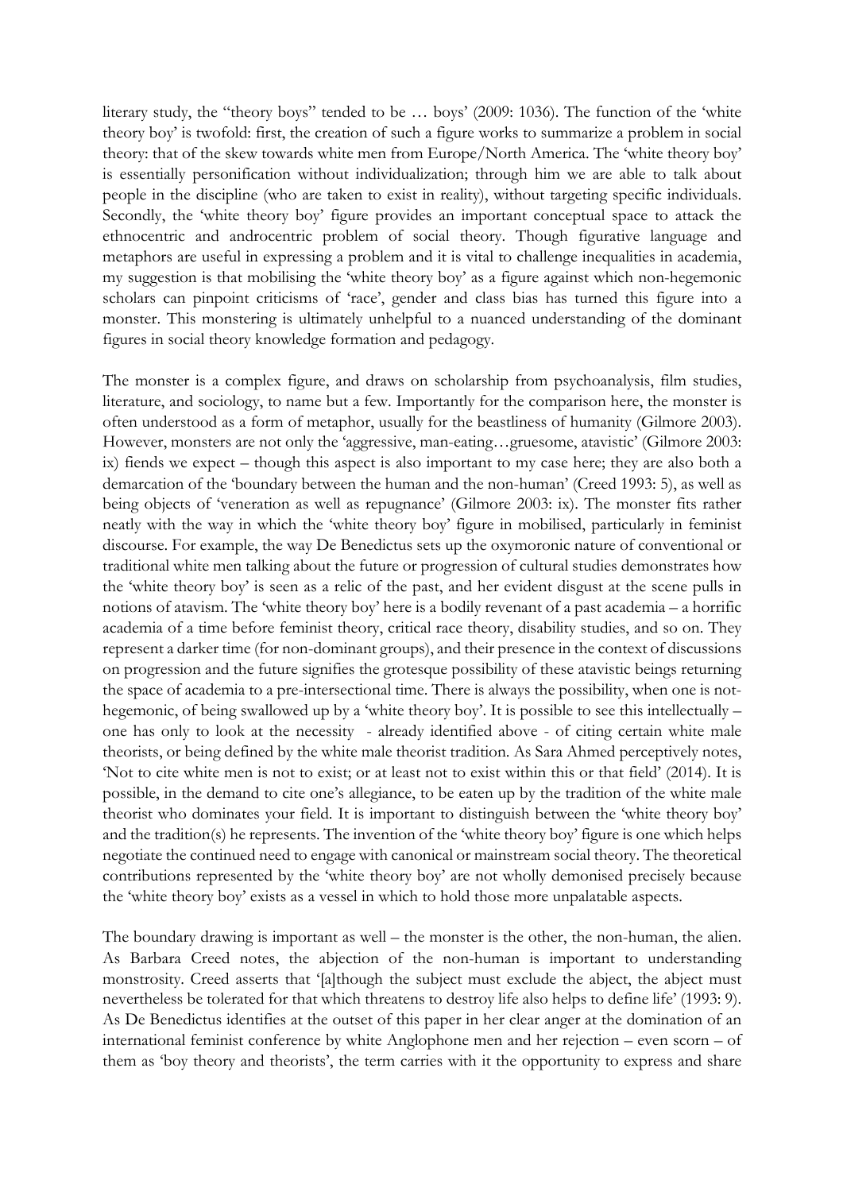literary study, the "theory boys" tended to be … boys' (2009: 1036). The function of the 'white theory boy' is twofold: first, the creation of such a figure works to summarize a problem in social theory: that of the skew towards white men from Europe/North America. The 'white theory boy' is essentially personification without individualization; through him we are able to talk about people in the discipline (who are taken to exist in reality), without targeting specific individuals. Secondly, the 'white theory boy' figure provides an important conceptual space to attack the ethnocentric and androcentric problem of social theory. Though figurative language and metaphors are useful in expressing a problem and it is vital to challenge inequalities in academia, my suggestion is that mobilising the 'white theory boy' as a figure against which non-hegemonic scholars can pinpoint criticisms of 'race', gender and class bias has turned this figure into a monster. This monstering is ultimately unhelpful to a nuanced understanding of the dominant figures in social theory knowledge formation and pedagogy.

The monster is a complex figure, and draws on scholarship from psychoanalysis, film studies, literature, and sociology, to name but a few. Importantly for the comparison here, the monster is often understood as a form of metaphor, usually for the beastliness of humanity (Gilmore 2003). However, monsters are not only the 'aggressive, man-eating…gruesome, atavistic' (Gilmore 2003: ix) fiends we expect – though this aspect is also important to my case here; they are also both a demarcation of the 'boundary between the human and the non-human' (Creed 1993: 5), as well as being objects of 'veneration as well as repugnance' (Gilmore 2003: ix). The monster fits rather neatly with the way in which the 'white theory boy' figure in mobilised, particularly in feminist discourse. For example, the way De Benedictus sets up the oxymoronic nature of conventional or traditional white men talking about the future or progression of cultural studies demonstrates how the 'white theory boy' is seen as a relic of the past, and her evident disgust at the scene pulls in notions of atavism. The 'white theory boy' here is a bodily revenant of a past academia – a horrific academia of a time before feminist theory, critical race theory, disability studies, and so on. They represent a darker time (for non-dominant groups), and their presence in the context of discussions on progression and the future signifies the grotesque possibility of these atavistic beings returning the space of academia to a pre-intersectional time. There is always the possibility, when one is not-hegemonic, of being swallowed up by a 'white theory boy'. It is possible to see this intellectually – one has only to look at the necessity - already identified above - of citing certain white male theorists, or being defined by the white male theorist tradition. As Sara Ahmed perceptively notes, 'Not to cite white men is not to exist; or at least not to exist within this or that field' (2014). It is possible, in the demand to cite one's allegiance, to be eaten up by the tradition of the white male theorist who dominates your field. It is important to distinguish between the 'white theory boy' and the tradition(s) he represents. The invention of the 'white theory boy' figure is one which helps negotiate the continued need to engage with canonical or mainstream social theory. The theoretical contributions represented by the 'white theory boy' are not wholly demonised precisely because the 'white theory boy' exists as a vessel in which to hold those more unpalatable aspects.

The boundary drawing is important as well – the monster is the other, the non-human, the alien. As Barbara Creed notes, the abjection of the non-human is important to understanding monstrosity. Creed asserts that '[a]though the subject must exclude the abject, the abject must nevertheless be tolerated for that which threatens to destroy life also helps to define life' (1993: 9). As De Benedictus identifies at the outset of this paper in her clear anger at the domination of an international feminist conference by white Anglophone men and her rejection – even scorn – of them as 'boy theory and theorists', the term carries with it the opportunity to express and share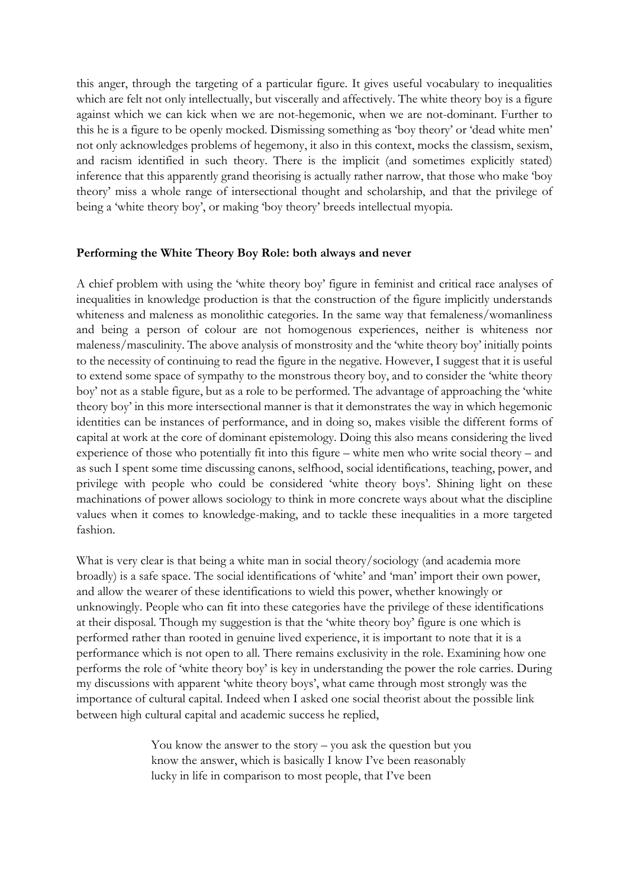this anger, through the targeting of a particular figure. It gives useful vocabulary to inequalities which are felt not only intellectually, but viscerally and affectively. The white theory boy is a figure against which we can kick when we are not-hegemonic, when we are not-dominant. Further to this he is a figure to be openly mocked. Dismissing something as 'boy theory' or 'dead white men' not only acknowledges problems of hegemony, it also in this context, mocks the classism, sexism, and racism identified in such theory. There is the implicit (and sometimes explicitly stated) inference that this apparently grand theorising is actually rather narrow, that those who make 'boy theory' miss a whole range of intersectional thought and scholarship, and that the privilege of being a 'white theory boy', or making 'boy theory' breeds intellectual myopia.

## Performing the White Theory Boy Role: both always and never

A chief problem with using the 'white theory boy' figure in feminist and critical race analyses of inequalities in knowledge production is that the construction of the figure implicitly understands whiteness and maleness as monolithic categories. In the same way that femaleness/womanliness and being a person of colour are not homogenous experiences, neither is whiteness nor maleness/masculinity. The above analysis of monstrosity and the 'white theory boy' initially points to the necessity of continuing to read the figure in the negative. However, I suggest that it is useful to extend some space of sympathy to the monstrous theory boy, and to consider the 'white theory boy' not as a stable figure, but as a role to be performed. The advantage of approaching the 'white theory boy' in this more intersectional manner is that it demonstrates the way in which hegemonic identities can be instances of performance, and in doing so, makes visible the different forms of capital at work at the core of dominant epistemology. Doing this also means considering the lived experience of those who potentially fit into this figure – white men who write social theory – and as such I spent some time discussing canons, selfhood, social identifications, teaching, power, and privilege with people who could be considered 'white theory boys'. Shining light on these machinations of power allows sociology to think in more concrete ways about what the discipline values when it comes to knowledge-making, and to tackle these inequalities in a more targeted fashion.

What is very clear is that being a white man in social theory/sociology (and academia more broadly) is a safe space. The social identifications of 'white' and 'man' import their own power, and allow the wearer of these identifications to wield this power, whether knowingly or unknowingly. People who can fit into these categories have the privilege of these identifications at their disposal. Though my suggestion is that the 'white theory boy' figure is one which is performed rather than rooted in genuine lived experience, it is important to note that it is a performance which is not open to all. There remains exclusivity in the role. Examining how one performs the role of 'white theory boy' is key in understanding the power the role carries. During my discussions with apparent 'white theory boys', what came through most strongly was the importance of cultural capital. Indeed when I asked one social theorist about the possible link between high cultural capital and academic success he replied,

> You know the answer to the story – you ask the question but you know the answer, which is basically I know I've been reasonably lucky in life in comparison to most people, that I've been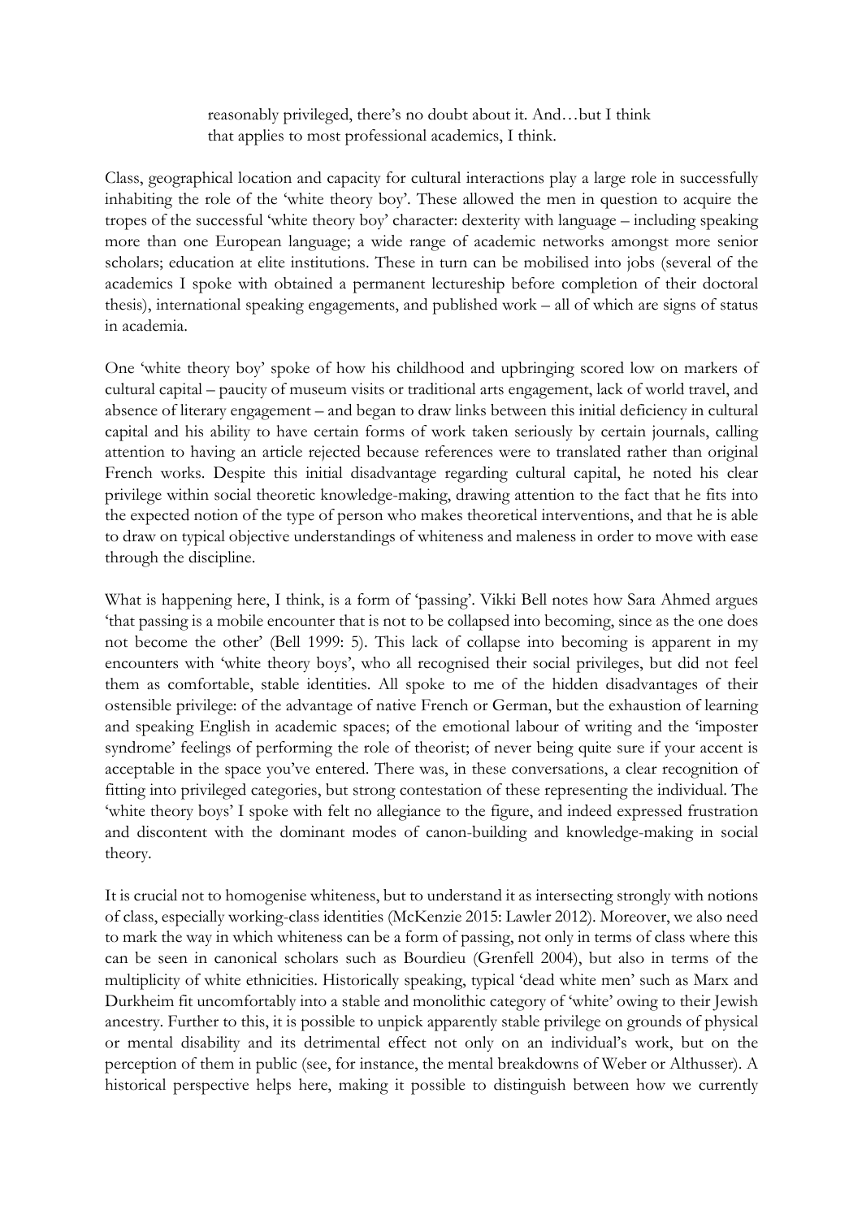> reasonably privileged, there's no doubt about it. And…but I think that applies to most professional academics, I think.

Class, geographical location and capacity for cultural interactions play a large role in successfully inhabiting the role of the 'white theory boy'. These allowed the men in question to acquire the tropes of the successful 'white theory boy' character: dexterity with language – including speaking more than one European language; a wide range of academic networks amongst more senior scholars; education at elite institutions. These in turn can be mobilised into jobs (several of the academics I spoke with obtained a permanent lectureship before completion of their doctoral thesis), international speaking engagements, and published work – all of which are signs of status in academia.

One 'white theory boy' spoke of how his childhood and upbringing scored low on markers of cultural capital – paucity of museum visits or traditional arts engagement, lack of world travel, and absence of literary engagement – and began to draw links between this initial deficiency in cultural capital and his ability to have certain forms of work taken seriously by certain journals, calling attention to having an article rejected because references were to translated rather than original French works. Despite this initial disadvantage regarding cultural capital, he noted his clear privilege within social theoretic knowledge-making, drawing attention to the fact that he fits into the expected notion of the type of person who makes theoretical interventions, and that he is able to draw on typical objective understandings of whiteness and maleness in order to move with ease through the discipline.

What is happening here, I think, is a form of 'passing'. Vikki Bell notes how Sara Ahmed argues 'that passing is a mobile encounter that is not to be collapsed into becoming, since as the one does not become the other' (Bell 1999: 5). This lack of collapse into becoming is apparent in my encounters with 'white theory boys', who all recognised their social privileges, but did not feel them as comfortable, stable identities. All spoke to me of the hidden disadvantages of their ostensible privilege: of the advantage of native French or German, but the exhaustion of learning and speaking English in academic spaces; of the emotional labour of writing and the 'imposter syndrome' feelings of performing the role of theorist; of never being quite sure if your accent is acceptable in the space you've entered. There was, in these conversations, a clear recognition of fitting into privileged categories, but strong contestation of these representing the individual. The 'white theory boys' I spoke with felt no allegiance to the figure, and indeed expressed frustration and discontent with the dominant modes of canon-building and knowledge-making in social theory.

It is crucial not to homogenise whiteness, but to understand it as intersecting strongly with notions of class, especially working-class identities (McKenzie 2015: Lawler 2012). Moreover, we also need to mark the way in which whiteness can be a form of passing, not only in terms of class where this can be seen in canonical scholars such as Bourdieu (Grenfell 2004), but also in terms of the multiplicity of white ethnicities. Historically speaking, typical 'dead white men' such as Marx and Durkheim fit uncomfortably into a stable and monolithic category of 'white' owing to their Jewish ancestry. Further to this, it is possible to unpick apparently stable privilege on grounds of physical or mental disability and its detrimental effect not only on an individual's work, but on the perception of them in public (see, for instance, the mental breakdowns of Weber or Althusser). A historical perspective helps here, making it possible to distinguish between how we currently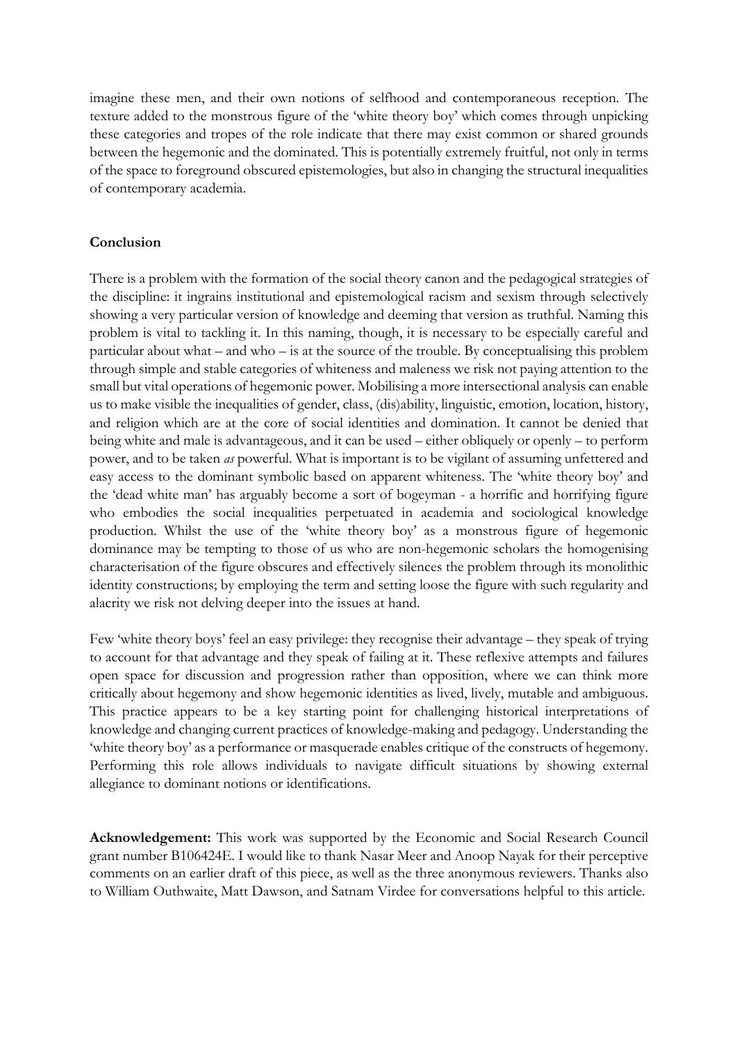imagine these men, and their own notions of selfhood and contemporaneous reception. The texture added to the monstrous figure of the 'white theory boy' which comes through unpicking these categories and tropes of the role indicate that there may exist common or shared grounds between the hegemonic and the dominated. This is potentially extremely fruitful, not only in terms of the space to foreground obscured epistemologies, but also in changing the structural inequalities of contemporary academia.

## Conclusion

There is a problem with the formation of the social theory canon and the pedagogical strategies of the discipline: it ingrains institutional and epistemological racism and sexism through selectively showing a very particular version of knowledge and deeming that version as truthful. Naming this problem is vital to tackling it. In this naming, though, it is necessary to be especially careful and particular about what – and who – is at the source of the trouble. By conceptualising this problem through simple and stable categories of whiteness and maleness we risk not paying attention to the small but vital operations of hegemonic power. Mobilising a more intersectional analysis can enable us to make visible the inequalities of gender, class, (dis)ability, linguistic, emotion, location, history, and religion which are at the core of social identities and domination. It cannot be denied that being white and male is advantageous, and it can be used – either obliquely or openly – to perform power, and to be taken *as* powerful. What is important is to be vigilant of assuming unfettered and easy access to the dominant symbolic based on apparent whiteness. The 'white theory boy' and the 'dead white man' has arguably become a sort of bogeyman - a horrific and horrifying figure who embodies the social inequalities perpetuated in academia and sociological knowledge production. Whilst the use of the 'white theory boy' as a monstrous figure of hegemonic dominance may be tempting to those of us who are non-hegemonic scholars the homogenising characterisation of the figure obscures and effectively silences the problem through its monolithic identity constructions; by employing the term and setting loose the figure with such regularity and alacrity we risk not delving deeper into the issues at hand.

Few 'white theory boys' feel an easy privilege: they recognise their advantage – they speak of trying to account for that advantage and they speak of failing at it. These reflexive attempts and failures open space for discussion and progression rather than opposition, where we can think more critically about hegemony and show hegemonic identities as lived, lively, mutable and ambiguous. This practice appears to be a key starting point for challenging historical interpretations of knowledge and changing current practices of knowledge-making and pedagogy. Understanding the 'white theory boy' as a performance or masquerade enables critique of the constructs of hegemony. Performing this role allows individuals to navigate difficult situations by showing external allegiance to dominant notions or identifications.

**Acknowledgement:** This work was supported by the Economic and Social Research Council grant number B106424E. I would like to thank Nasar Meer and Anoop Nayak for their perceptive comments on an earlier draft of this piece, as well as the three anonymous reviewers. Thanks also to William Outhwaite, Matt Dawson, and Satnam Virdee for conversations helpful to this article.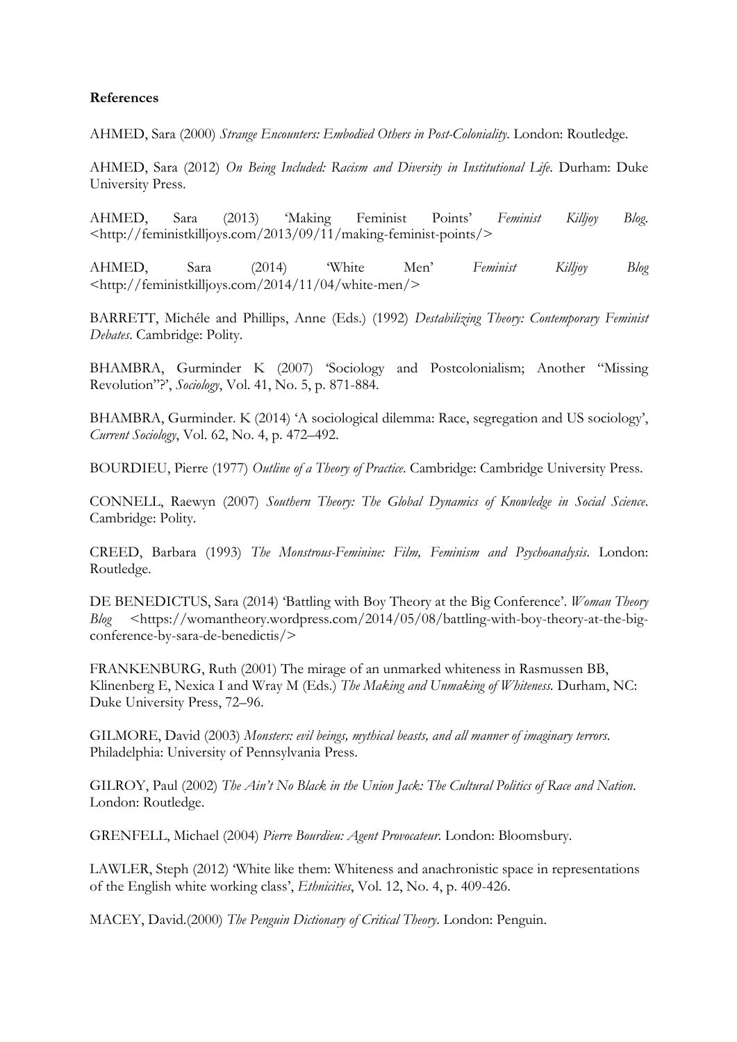**References**

AHMED, Sara (2000) *Strange Encounters: Embodied Others in Post-Coloniality*. London: Routledge.

AHMED, Sara (2012) *On Being Included: Racism and Diversity in Institutional Life*. Durham: Duke University Press.

AHMED, Sara (2013) 'Making Feminist Points' *Feminist Killjoy Blog*. <http://feministkilljoys.com/2013/09/11/making-feminist-points/>

AHMED, Sara (2014) 'White Men' *Feminist Killjoy Blog* <http://feministkilljoys.com/2014/11/04/white-men/>

BARRETT, Michéle and Phillips, Anne (Eds.) (1992) *Destabilizing Theory: Contemporary Feminist Debates*. Cambridge: Polity.

BHAMBRA, Gurminder K (2007) 'Sociology and Postcolonialism; Another "Missing Revolution"?', *Sociology*, Vol. 41, No. 5, p. 871-884.

BHAMBRA, Gurminder. K (2014) 'A sociological dilemma: Race, segregation and US sociology', *Current Sociology*, Vol. 62, No. 4, p. 472–492.

BOURDIEU, Pierre (1977) *Outline of a Theory of Practice*. Cambridge: Cambridge University Press.

CONNELL, Raewyn (2007) *Southern Theory: The Global Dynamics of Knowledge in Social Science*. Cambridge: Polity.

CREED, Barbara (1993) *The Monstrous-Feminine: Film, Feminism and Psychoanalysis*. London: Routledge.

DE BENEDICTUS, Sara (2014) 'Battling with Boy Theory at the Big Conference'. *Woman Theory Blog* <https://womantheory.wordpress.com/2014/05/08/battling-with-boy-theory-at-the-big-conference-by-sara-de-benedictis/>

FRANKENBURG, Ruth (2001) The mirage of an unmarked whiteness in Rasmussen BB, Klinenberg E, Nexica I and Wray M (Eds.) *The Making and Unmaking of Whiteness*. Durham, NC: Duke University Press, 72–96.

GILMORE, David (2003) *Monsters: evil beings, mythical beasts, and all manner of imaginary terrors*. Philadelphia: University of Pennsylvania Press.

GILROY, Paul (2002) *The Ain't No Black in the Union Jack: The Cultural Politics of Race and Nation*. London: Routledge.

GRENFELL, Michael (2004) *Pierre Bourdieu: Agent Provocateur*. London: Bloomsbury.

LAWLER, Steph (2012) 'White like them: Whiteness and anachronistic space in representations of the English white working class', *Ethnicities*, Vol. 12, No. 4, p. 409-426.

MACEY, David.(2000) *The Penguin Dictionary of Critical Theory*. London: Penguin.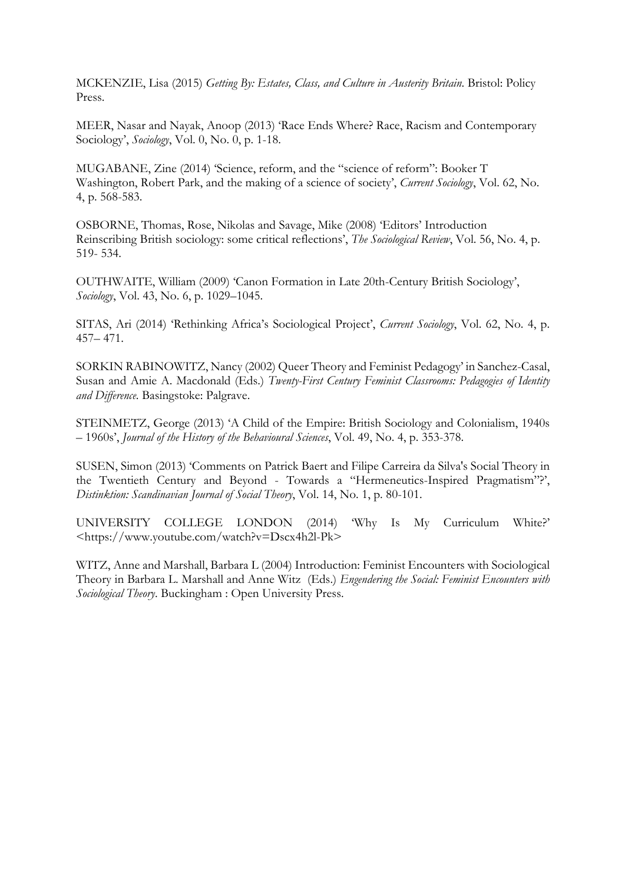MCKENZIE, Lisa (2015) *Getting By: Estates, Class, and Culture in Austerity Britain*. Bristol: Policy Press.

MEER, Nasar and Nayak, Anoop (2013) 'Race Ends Where? Race, Racism and Contemporary Sociology', *Sociology*, Vol. 0, No. 0, p. 1-18.

MUGABANE, Zine (2014) 'Science, reform, and the "science of reform": Booker T Washington, Robert Park, and the making of a science of society', *Current Sociology*, Vol. 62, No. 4, p. 568-583.

OSBORNE, Thomas, Rose, Nikolas and Savage, Mike (2008) 'Editors' Introduction Reinscribing British sociology: some critical reflections', *The Sociological Review*, Vol. 56, No. 4, p. 519- 534.

OUTHWAITE, William (2009) 'Canon Formation in Late 20th-Century British Sociology', *Sociology*, Vol. 43, No. 6, p. 1029–1045.

SITAS, Ari (2014) 'Rethinking Africa's Sociological Project', *Current Sociology*, Vol. 62, No. 4, p. 457– 471.

SORKIN RABINOWITZ, Nancy (2002) Queer Theory and Feminist Pedagogy' in Sanchez-Casal, Susan and Amie A. Macdonald (Eds.) *Twenty-First Century Feminist Classrooms: Pedagogies of Identity and Difference*. Basingstoke: Palgrave.

STEINMETZ, George (2013) 'A Child of the Empire: British Sociology and Colonialism, 1940s – 1960s', *Journal of the History of the Behavioural Sciences*, Vol. 49, No. 4, p. 353-378.

SUSEN, Simon (2013) 'Comments on Patrick Baert and Filipe Carreira da Silva's Social Theory in the Twentieth Century and Beyond - Towards a "Hermeneutics-Inspired Pragmatism"?', *Distinktion: Scandinavian Journal of Social Theory*, Vol. 14, No. 1, p. 80-101.

UNIVERSITY COLLEGE LONDON (2014) 'Why Is My Curriculum White?' <https://www.youtube.com/watch?v=Dscx4h2l-Pk>

WITZ, Anne and Marshall, Barbara L (2004) Introduction: Feminist Encounters with Sociological Theory in Barbara L. Marshall and Anne Witz (Eds.) *Engendering the Social: Feminist Encounters with Sociological Theory*. Buckingham : Open University Press.